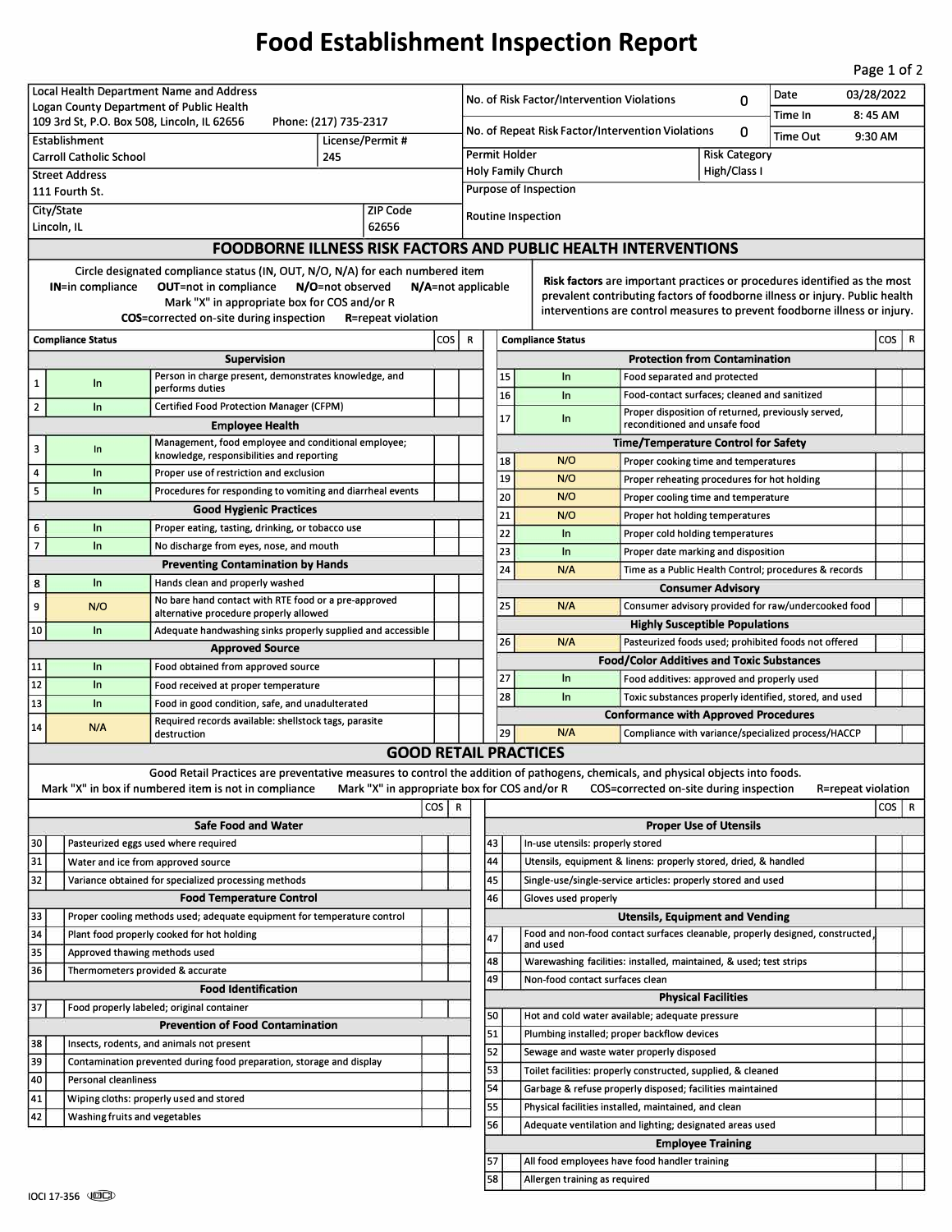# Food Establishment Inspection Report

| Field | Value |
|---|---|
| Local Health Department Name and Address | Logan County Department of Public Health, 109 3rd St, P.O. Box 508, Lincoln, IL 62656 |
| Phone | (217) 735-2317 |
| Establishment | Carroll Catholic School |
| License/Permit # | 245 |
| Street Address | 111 Fourth St. |
| City/State | Lincoln, IL |
| ZIP Code | 62656 |
| No. of Risk Factor/Intervention Violations | 0 |
| No. of Repeat Risk Factor/Intervention Violations | 0 |
| Date | 03/28/2022 |
| Time In | 8: 45 AM |
| Time Out | 9:30 AM |
| Permit Holder | Holy Family Church |
| Risk Category | High/Class I |
| Purpose of Inspection | Routine Inspection |

## FOODBORNE ILLNESS RISK FACTORS AND PUBLIC HEALTH INTERVENTIONS

Circle designated compliance status (IN, OUT, N/O, N/A) for each numbered item
**IN**=in compliance **OUT**=not in compliance **N/O**=not observed **N/A**=not applicable
Mark "X" in appropriate box for COS and/or R
**COS**=corrected on-site during inspection **R**=repeat violation

**Risk factors** are important practices or procedures identified as the most prevalent contributing factors of foodborne illness or injury. Public health interventions are control measures to prevent foodborne illness or injury.

| # | Compliance Status | Item | COS | R |
|---|---|---|---|---|
| | | **Supervision** | | |
| 1 | In | Person in charge present, demonstrates knowledge, and performs duties | | |
| 2 | In | Certified Food Protection Manager (CFPM) | | |
| | | **Employee Health** | | |
| 3 | In | Management, food employee and conditional employee; knowledge, responsibilities and reporting | | |
| 4 | In | Proper use of restriction and exclusion | | |
| 5 | In | Procedures for responding to vomiting and diarrheal events | | |
| | | **Good Hygienic Practices** | | |
| 6 | In | Proper eating, tasting, drinking, or tobacco use | | |
| 7 | In | No discharge from eyes, nose, and mouth | | |
| | | **Preventing Contamination by Hands** | | |
| 8 | In | Hands clean and properly washed | | |
| 9 | N/O | No bare hand contact with RTE food or a pre-approved alternative procedure properly allowed | | |
| 10 | In | Adequate handwashing sinks properly supplied and accessible | | |
| | | **Approved Source** | | |
| 11 | In | Food obtained from approved source | | |
| 12 | In | Food received at proper temperature | | |
| 13 | In | Food in good condition, safe, and unadulterated | | |
| 14 | N/A | Required records available: shellstock tags, parasite destruction | | |
| | | **Protection from Contamination** | | |
| 15 | In | Food separated and protected | | |
| 16 | In | Food-contact surfaces; cleaned and sanitized | | |
| 17 | In | Proper disposition of returned, previously served, reconditioned and unsafe food | | |
| | | **Time/Temperature Control for Safety** | | |
| 18 | N/O | Proper cooking time and temperatures | | |
| 19 | N/O | Proper reheating procedures for hot holding | | |
| 20 | N/O | Proper cooling time and temperature | | |
| 21 | N/O | Proper hot holding temperatures | | |
| 22 | In | Proper cold holding temperatures | | |
| 23 | In | Proper date marking and disposition | | |
| 24 | N/A | Time as a Public Health Control; procedures & records | | |
| | | **Consumer Advisory** | | |
| 25 | N/A | Consumer advisory provided for raw/undercooked food | | |
| | | **Highly Susceptible Populations** | | |
| 26 | N/A | Pasteurized foods used; prohibited foods not offered | | |
| | | **Food/Color Additives and Toxic Substances** | | |
| 27 | In | Food additives: approved and properly used | | |
| 28 | In | Toxic substances properly identified, stored, and used | | |
| | | **Conformance with Approved Procedures** | | |
| 29 | N/A | Compliance with variance/specialized process/HACCP | | |

## GOOD RETAIL PRACTICES

Good Retail Practices are preventative measures to control the addition of pathogens, chemicals, and physical objects into foods.
Mark "X" in box if numbered item is not in compliance Mark "X" in appropriate box for COS and/or R COS=corrected on-site during inspection R=repeat violation

| # | X | Item | COS | R |
|---|---|---|---|---|
| | | **Safe Food and Water** | | |
| 30 | | Pasteurized eggs used where required | | |
| 31 | | Water and ice from approved source | | |
| 32 | | Variance obtained for specialized processing methods | | |
| | | **Food Temperature Control** | | |
| 33 | | Proper cooling methods used; adequate equipment for temperature control | | |
| 34 | | Plant food properly cooked for hot holding | | |
| 35 | | Approved thawing methods used | | |
| 36 | | Thermometers provided & accurate | | |
| | | **Food Identification** | | |
| 37 | | Food properly labeled; original container | | |
| | | **Prevention of Food Contamination** | | |
| 38 | | Insects, rodents, and animals not present | | |
| 39 | | Contamination prevented during food preparation, storage and display | | |
| 40 | | Personal cleanliness | | |
| 41 | | Wiping cloths: properly used and stored | | |
| 42 | | Washing fruits and vegetables | | |
| | | **Proper Use of Utensils** | | |
| 43 | | In-use utensils: properly stored | | |
| 44 | | Utensils, equipment & linens: properly stored, dried, & handled | | |
| 45 | | Single-use/single-service articles: properly stored and used | | |
| 46 | | Gloves used properly | | |
| | | **Utensils, Equipment and Vending** | | |
| 47 | | Food and non-food contact surfaces cleanable, properly designed, constructed, and used | | |
| 48 | | Warewashing facilities: installed, maintained, & used; test strips | | |
| 49 | | Non-food contact surfaces clean | | |
| | | **Physical Facilities** | | |
| 50 | | Hot and cold water available; adequate pressure | | |
| 51 | | Plumbing installed; proper backflow devices | | |
| 52 | | Sewage and waste water properly disposed | | |
| 53 | | Toilet facilities: properly constructed, supplied, & cleaned | | |
| 54 | | Garbage & refuse properly disposed; facilities maintained | | |
| 55 | | Physical facilities installed, maintained, and clean | | |
| 56 | | Adequate ventilation and lighting; designated areas used | | |
| | | **Employee Training** | | |
| 57 | | All food employees have food handler training | | |
| 58 | | Allergen training as required | | |

IOCI 17-356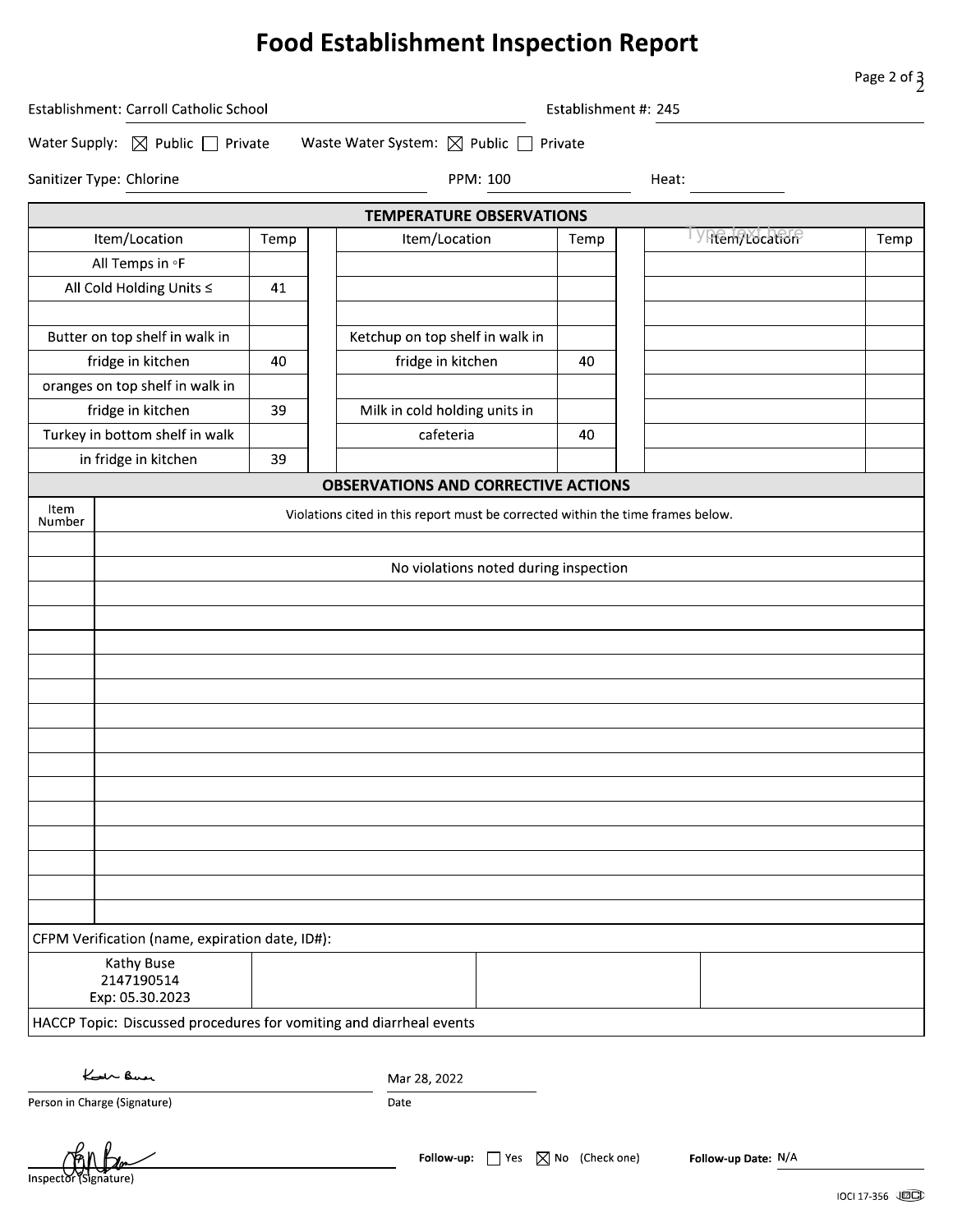# Food Establishment Inspection Report

Establishment: Carroll Catholic School

Establishment #: 245

Water Supply: ☒ Public ☐ Private    Waste Water System: ☒ Public ☐ Private

Sanitizer Type: Chlorine    PPM: 100    Heat:

## TEMPERATURE OBSERVATIONS

| Item/Location | Temp | | Item/Location | Temp | | Item/Location | Temp |
|---|---|---|---|---|---|---|---|
| All Temps in °F | | | | | | | |
| All Cold Holding Units ≤ | 41 | | | | | | |
| | | | | | | | |
| Butter on top shelf in walk in | | | Ketchup on top shelf in walk in | | | | |
| fridge in kitchen | 40 | | fridge in kitchen | 40 | | | |
| oranges on top shelf in walk in | | | | | | | |
| fridge in kitchen | 39 | | Milk in cold holding units in | | | | |
| Turkey in bottom shelf in walk | | | cafeteria | 40 | | | |
| in fridge in kitchen | 39 | | | | | | |

## OBSERVATIONS AND CORRECTIVE ACTIONS

| Item Number | Violations cited in this report must be corrected within the time frames below. |
|---|---|
| | |
| | No violations noted during inspection |

CFPM Verification (name, expiration date, ID#):

| | | | |
|---|---|---|---|
| Kathy Buse<br>2147190514<br>Exp: 05.30.2023 | | | |

HACCP Topic: Discussed procedures for vomiting and diarrheal events

Person in Charge (Signature): [signature]    Date: Mar 28, 2022

Inspector (Signature): [signature]

Follow-up: ☐ Yes ☒ No (Check one)    Follow-up Date: N/A

IOCI 17-356